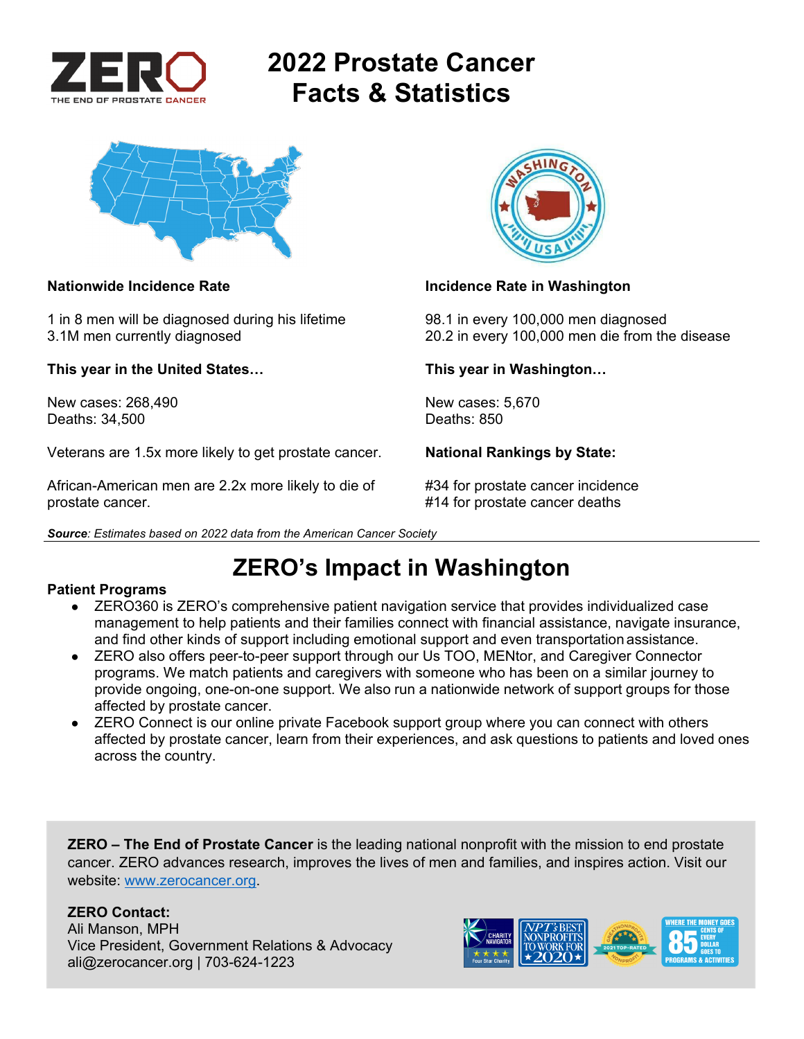ZERO
THE END OF PROSTATE CANCER

# 2022 Prostate Cancer Facts & Statistics

**Nationwide Incidence Rate**

1 in 8 men will be diagnosed during his lifetime
3.1M men currently diagnosed

**This year in the United States…**

New cases: 268,490
Deaths: 34,500

Veterans are 1.5x more likely to get prostate cancer.

African-American men are 2.2x more likely to die of prostate cancer.

**Incidence Rate in Washington**

98.1 in every 100,000 men diagnosed
20.2 in every 100,000 men die from the disease

**This year in Washington…**

New cases: 5,670
Deaths: 850

**National Rankings by State:**

#34 for prostate cancer incidence
#14 for prostate cancer deaths

***Source**: Estimates based on 2022 data from the American Cancer Society*

## ZERO's Impact in Washington

**Patient Programs**

- ZERO360 is ZERO's comprehensive patient navigation service that provides individualized case management to help patients and their families connect with financial assistance, navigate insurance, and find other kinds of support including emotional support and even transportation assistance.
- ZERO also offers peer-to-peer support through our Us TOO, MENtor, and Caregiver Connector programs. We match patients and caregivers with someone who has been on a similar journey to provide ongoing, one-on-one support. We also run a nationwide network of support groups for those affected by prostate cancer.
- ZERO Connect is our online private Facebook support group where you can connect with others affected by prostate cancer, learn from their experiences, and ask questions to patients and loved ones across the country.

**ZERO – The End of Prostate Cancer** is the leading national nonprofit with the mission to end prostate cancer. ZERO advances research, improves the lives of men and families, and inspires action. Visit our website: www.zerocancer.org.

**ZERO Contact:**
Ali Manson, MPH
Vice President, Government Relations & Advocacy
ali@zerocancer.org | 703-624-1223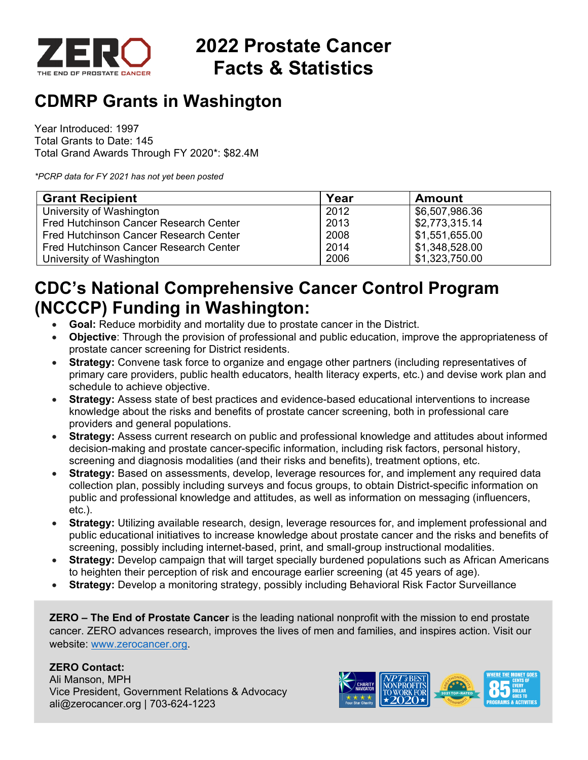# 2022 Prostate Cancer Facts & Statistics

## CDMRP Grants in Washington

Year Introduced: 1997
Total Grants to Date: 145
Total Grand Awards Through FY 2020*: $82.4M

*\*PCRP data for FY 2021 has not yet been posted*

| Grant Recipient | Year | Amount |
|---|---|---|
| University of Washington | 2012 | $6,507,986.36 |
| Fred Hutchinson Cancer Research Center | 2013 | $2,773,315.14 |
| Fred Hutchinson Cancer Research Center | 2008 | $1,551,655.00 |
| Fred Hutchinson Cancer Research Center | 2014 | $1,348,528.00 |
| University of Washington | 2006 | $1,323,750.00 |

## CDC's National Comprehensive Cancer Control Program (NCCCP) Funding in Washington:

- **Goal:** Reduce morbidity and mortality due to prostate cancer in the District.
- **Objective**: Through the provision of professional and public education, improve the appropriateness of prostate cancer screening for District residents.
- **Strategy:** Convene task force to organize and engage other partners (including representatives of primary care providers, public health educators, health literacy experts, etc.) and devise work plan and schedule to achieve objective.
- **Strategy:** Assess state of best practices and evidence-based educational interventions to increase knowledge about the risks and benefits of prostate cancer screening, both in professional care providers and general populations.
- **Strategy:** Assess current research on public and professional knowledge and attitudes about informed decision-making and prostate cancer-specific information, including risk factors, personal history, screening and diagnosis modalities (and their risks and benefits), treatment options, etc.
- **Strategy:** Based on assessments, develop, leverage resources for, and implement any required data collection plan, possibly including surveys and focus groups, to obtain District-specific information on public and professional knowledge and attitudes, as well as information on messaging (influencers, etc.).
- **Strategy:** Utilizing available research, design, leverage resources for, and implement professional and public educational initiatives to increase knowledge about prostate cancer and the risks and benefits of screening, possibly including internet-based, print, and small-group instructional modalities.
- **Strategy:** Develop campaign that will target specially burdened populations such as African Americans to heighten their perception of risk and encourage earlier screening (at 45 years of age).
- **Strategy:** Develop a monitoring strategy, possibly including Behavioral Risk Factor Surveillance

**ZERO – The End of Prostate Cancer** is the leading national nonprofit with the mission to end prostate cancer. ZERO advances research, improves the lives of men and families, and inspires action. Visit our website: [www.zerocancer.org](http://www.zerocancer.org).

**ZERO Contact:**
Ali Manson, MPH
Vice President, Government Relations & Advocacy
ali@zerocancer.org | 703-624-1223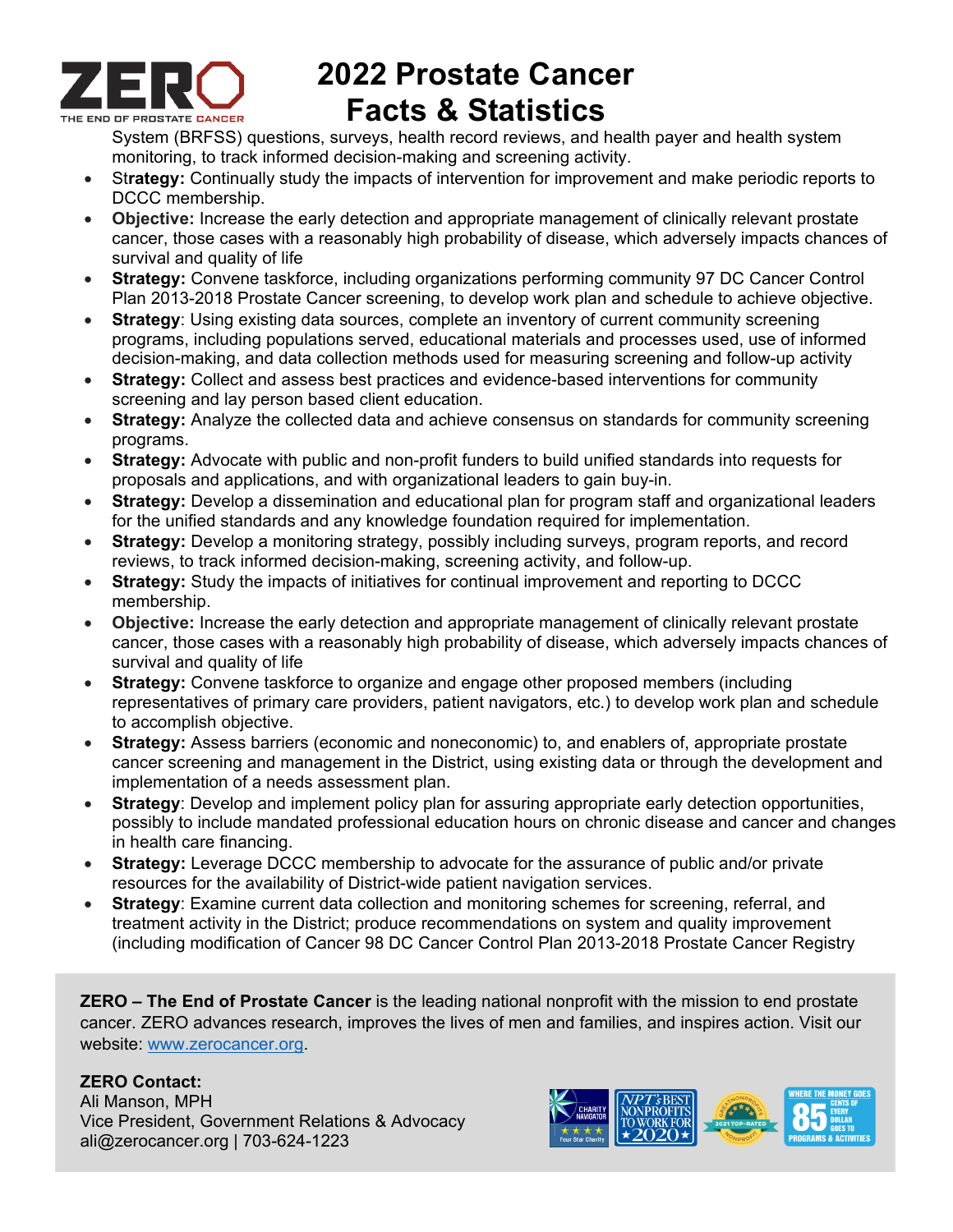System (BRFSS) questions, surveys, health record reviews, and health payer and health system monitoring, to track informed decision-making and screening activity.

- **Strategy:** Continually study the impacts of intervention for improvement and make periodic reports to DCCC membership.
- **Objective:** Increase the early detection and appropriate management of clinically relevant prostate cancer, those cases with a reasonably high probability of disease, which adversely impacts chances of survival and quality of life
- **Strategy:** Convene taskforce, including organizations performing community 97 DC Cancer Control Plan 2013-2018 Prostate Cancer screening, to develop work plan and schedule to achieve objective.
- **Strategy**: Using existing data sources, complete an inventory of current community screening programs, including populations served, educational materials and processes used, use of informed decision-making, and data collection methods used for measuring screening and follow-up activity
- **Strategy:** Collect and assess best practices and evidence-based interventions for community screening and lay person based client education.
- **Strategy:** Analyze the collected data and achieve consensus on standards for community screening programs.
- **Strategy:** Advocate with public and non-profit funders to build unified standards into requests for proposals and applications, and with organizational leaders to gain buy-in.
- **Strategy:** Develop a dissemination and educational plan for program staff and organizational leaders for the unified standards and any knowledge foundation required for implementation.
- **Strategy:** Develop a monitoring strategy, possibly including surveys, program reports, and record reviews, to track informed decision-making, screening activity, and follow-up.
- **Strategy:** Study the impacts of initiatives for continual improvement and reporting to DCCC membership.
- **Objective:** Increase the early detection and appropriate management of clinically relevant prostate cancer, those cases with a reasonably high probability of disease, which adversely impacts chances of survival and quality of life
- **Strategy:** Convene taskforce to organize and engage other proposed members (including representatives of primary care providers, patient navigators, etc.) to develop work plan and schedule to accomplish objective.
- **Strategy:** Assess barriers (economic and noneconomic) to, and enablers of, appropriate prostate cancer screening and management in the District, using existing data or through the development and implementation of a needs assessment plan.
- **Strategy**: Develop and implement policy plan for assuring appropriate early detection opportunities, possibly to include mandated professional education hours on chronic disease and cancer and changes in health care financing.
- **Strategy:** Leverage DCCC membership to advocate for the assurance of public and/or private resources for the availability of District-wide patient navigation services.
- **Strategy**: Examine current data collection and monitoring schemes for screening, referral, and treatment activity in the District; produce recommendations on system and quality improvement (including modification of Cancer 98 DC Cancer Control Plan 2013-2018 Prostate Cancer Registry

**ZERO – The End of Prostate Cancer** is the leading national nonprofit with the mission to end prostate cancer. ZERO advances research, improves the lives of men and families, and inspires action. Visit our website: [www.zerocancer.org](http://www.zerocancer.org).

**ZERO Contact:**
Ali Manson, MPH
Vice President, Government Relations & Advocacy
ali@zerocancer.org | 703-624-1223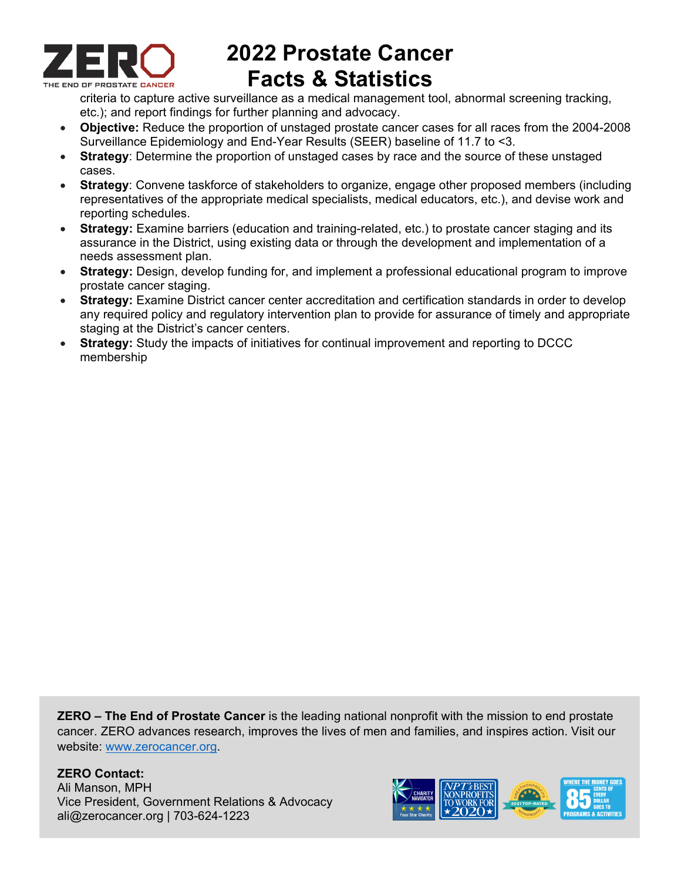criteria to capture active surveillance as a medical management tool, abnormal screening tracking, etc.); and report findings for further planning and advocacy.

- **Objective:** Reduce the proportion of unstaged prostate cancer cases for all races from the 2004-2008 Surveillance Epidemiology and End-Year Results (SEER) baseline of 11.7 to <3.
- **Strategy**: Determine the proportion of unstaged cases by race and the source of these unstaged cases.
- **Strategy**: Convene taskforce of stakeholders to organize, engage other proposed members (including representatives of the appropriate medical specialists, medical educators, etc.), and devise work and reporting schedules.
- **Strategy:** Examine barriers (education and training-related, etc.) to prostate cancer staging and its assurance in the District, using existing data or through the development and implementation of a needs assessment plan.
- **Strategy:** Design, develop funding for, and implement a professional educational program to improve prostate cancer staging.
- **Strategy:** Examine District cancer center accreditation and certification standards in order to develop any required policy and regulatory intervention plan to provide for assurance of timely and appropriate staging at the District's cancer centers.
- **Strategy:** Study the impacts of initiatives for continual improvement and reporting to DCCC membership

**ZERO – The End of Prostate Cancer** is the leading national nonprofit with the mission to end prostate cancer. ZERO advances research, improves the lives of men and families, and inspires action. Visit our website: [www.zerocancer.org](http://www.zerocancer.org).

**ZERO Contact:**
Ali Manson, MPH
Vice President, Government Relations & Advocacy
ali@zerocancer.org | 703-624-1223